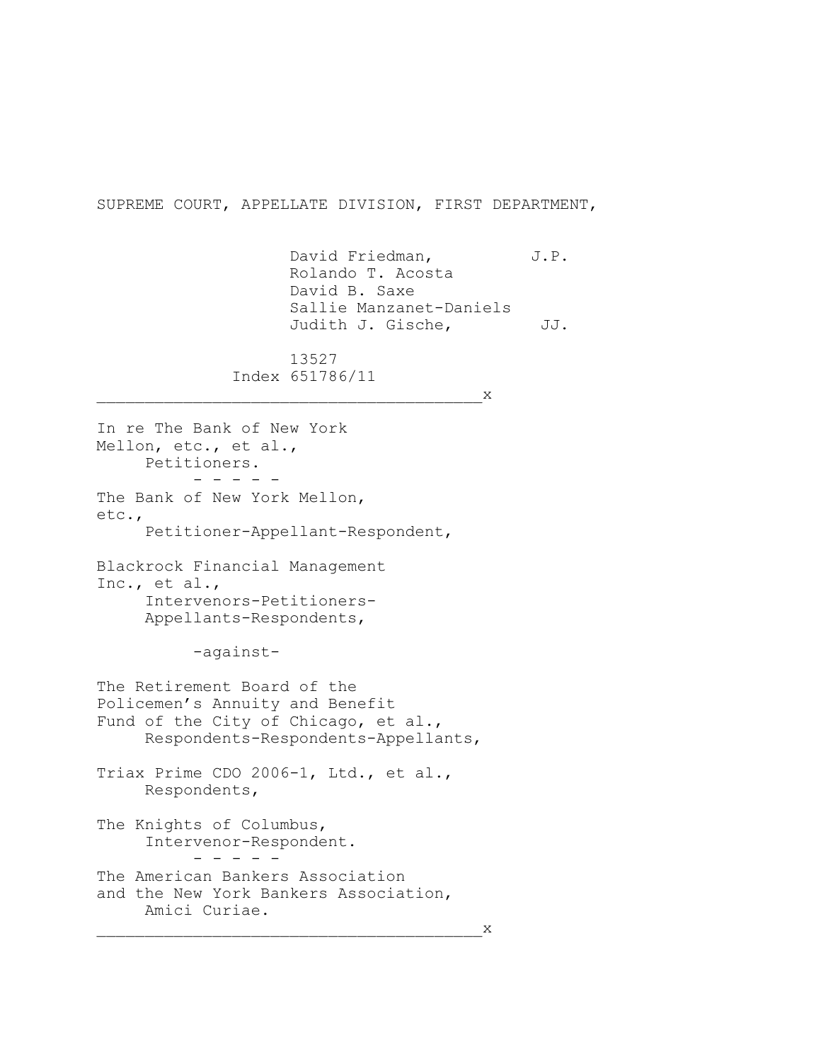SUPREME COURT, APPELLATE DIVISION, FIRST DEPARTMENT,

David Friedman, J.P.
Rolando T. Acosta
David B. Saxe
Sallie Manzanet-Daniels
Judith J. Gische, JJ.

13527
Index 651786/11

---

In re The Bank of New York Mellon, etc., et al.,
Petitioners.

\- - - - -

The Bank of New York Mellon, etc.,
Petitioner-Appellant-Respondent,

Blackrock Financial Management Inc., et al.,
Intervenors-Petitioners-Appellants-Respondents,

-against-

The Retirement Board of the Policemen's Annuity and Benefit Fund of the City of Chicago, et al.,
Respondents-Respondents-Appellants,

Triax Prime CDO 2006-1, Ltd., et al.,
Respondents,

The Knights of Columbus,
Intervenor-Respondent.

\- - - - -

The American Bankers Association and the New York Bankers Association,
Amici Curiae.

---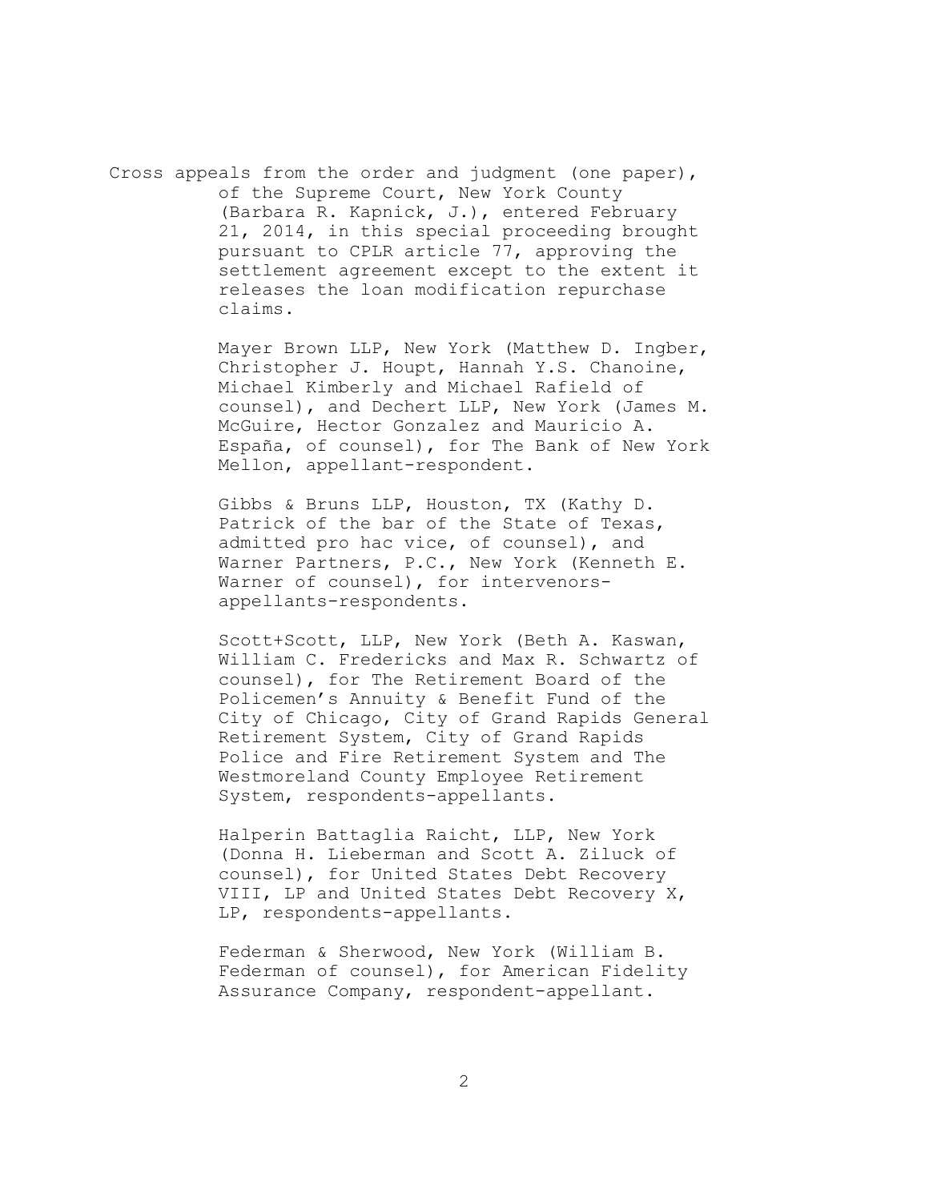Cross appeals from the order and judgment (one paper), of the Supreme Court, New York County (Barbara R. Kapnick, J.), entered February 21, 2014, in this special proceeding brought pursuant to CPLR article 77, approving the settlement agreement except to the extent it releases the loan modification repurchase claims.

Mayer Brown LLP, New York (Matthew D. Ingber, Christopher J. Houpt, Hannah Y.S. Chanoine, Michael Kimberly and Michael Rafield of counsel), and Dechert LLP, New York (James M. McGuire, Hector Gonzalez and Mauricio A. España, of counsel), for The Bank of New York Mellon, appellant-respondent.

Gibbs & Bruns LLP, Houston, TX (Kathy D. Patrick of the bar of the State of Texas, admitted pro hac vice, of counsel), and Warner Partners, P.C., New York (Kenneth E. Warner of counsel), for intervenors-appellants-respondents.

Scott+Scott, LLP, New York (Beth A. Kaswan, William C. Fredericks and Max R. Schwartz of counsel), for The Retirement Board of the Policemen's Annuity & Benefit Fund of the City of Chicago, City of Grand Rapids General Retirement System, City of Grand Rapids Police and Fire Retirement System and The Westmoreland County Employee Retirement System, respondents-appellants.

Halperin Battaglia Raicht, LLP, New York (Donna H. Lieberman and Scott A. Ziluck of counsel), for United States Debt Recovery VIII, LP and United States Debt Recovery X, LP, respondents-appellants.

Federman & Sherwood, New York (William B. Federman of counsel), for American Fidelity Assurance Company, respondent-appellant.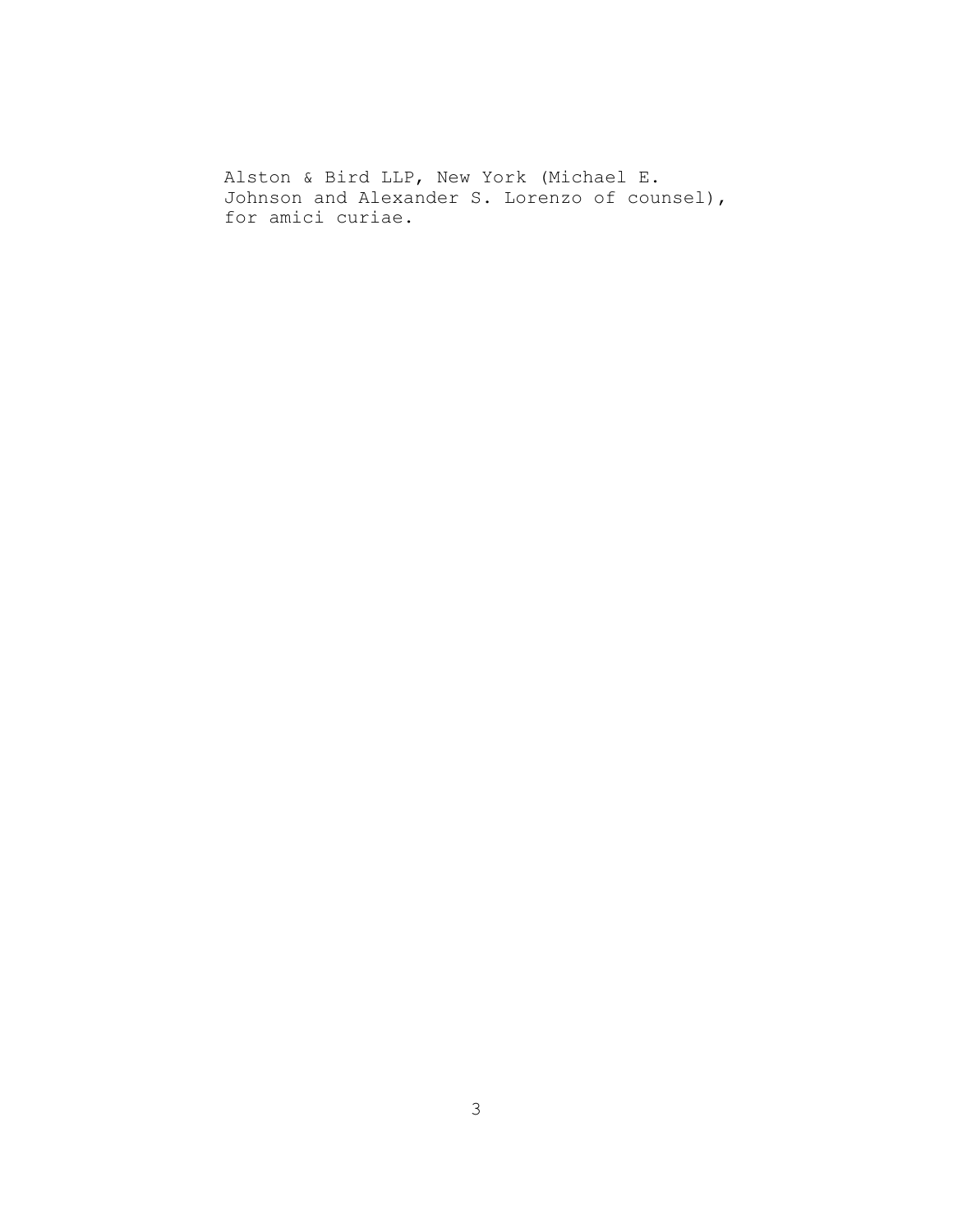Alston & Bird LLP, New York (Michael E. Johnson and Alexander S. Lorenzo of counsel), for amici curiae.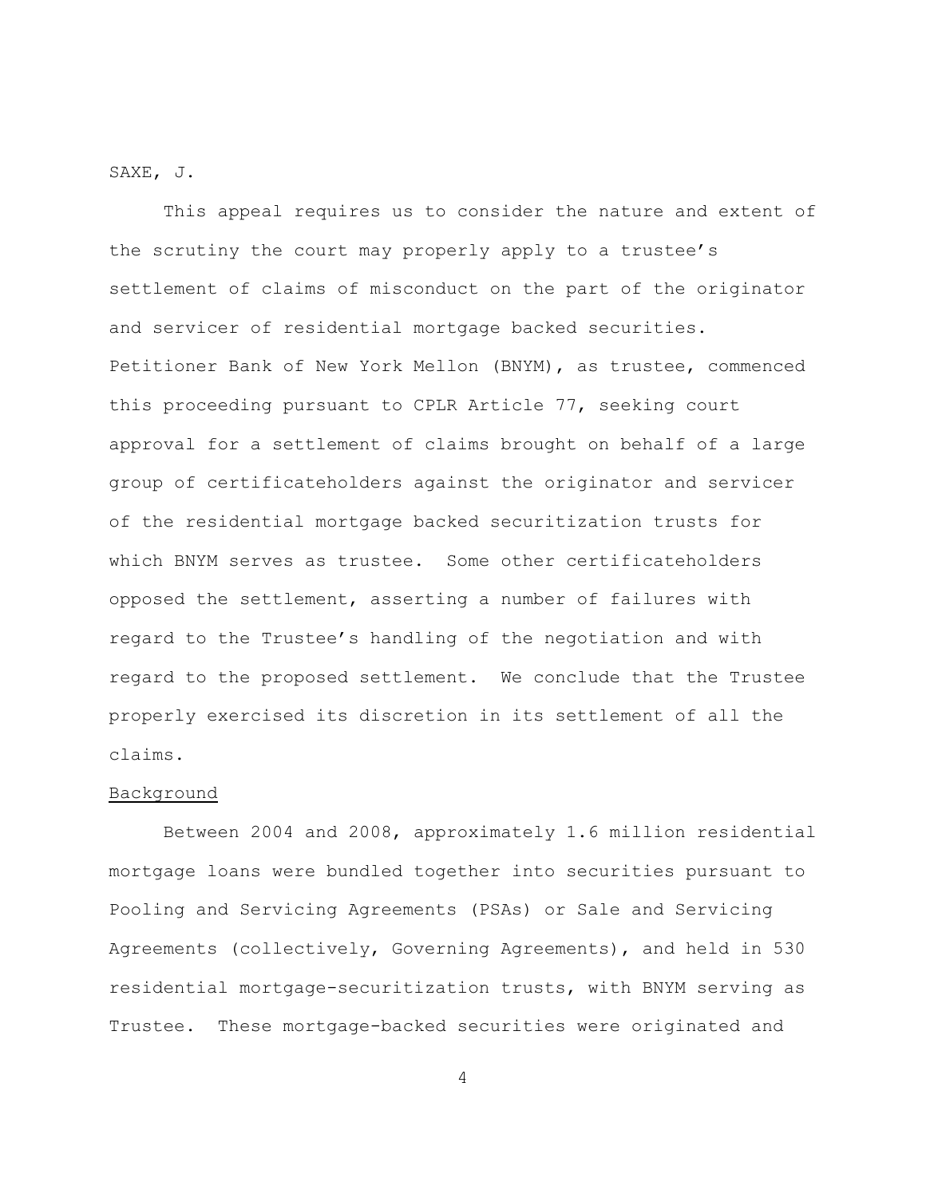SAXE, J.

This appeal requires us to consider the nature and extent of the scrutiny the court may properly apply to a trustee's settlement of claims of misconduct on the part of the originator and servicer of residential mortgage backed securities. Petitioner Bank of New York Mellon (BNYM), as trustee, commenced this proceeding pursuant to CPLR Article 77, seeking court approval for a settlement of claims brought on behalf of a large group of certificateholders against the originator and servicer of the residential mortgage backed securitization trusts for which BNYM serves as trustee. Some other certificateholders opposed the settlement, asserting a number of failures with regard to the Trustee's handling of the negotiation and with regard to the proposed settlement. We conclude that the Trustee properly exercised its discretion in its settlement of all the claims.

## Background

Between 2004 and 2008, approximately 1.6 million residential mortgage loans were bundled together into securities pursuant to Pooling and Servicing Agreements (PSAs) or Sale and Servicing Agreements (collectively, Governing Agreements), and held in 530 residential mortgage-securitization trusts, with BNYM serving as Trustee. These mortgage-backed securities were originated and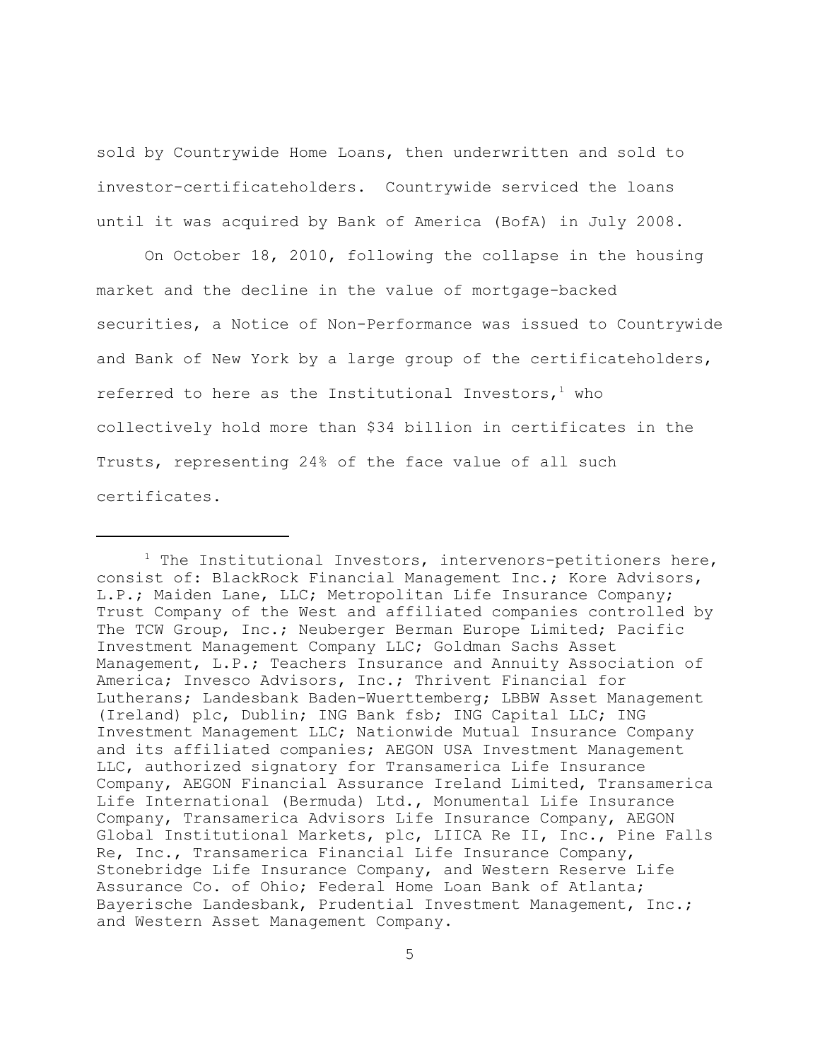sold by Countrywide Home Loans, then underwritten and sold to investor-certificateholders. Countrywide serviced the loans until it was acquired by Bank of America (BofA) in July 2008.

On October 18, 2010, following the collapse in the housing market and the decline in the value of mortgage-backed securities, a Notice of Non-Performance was issued to Countrywide and Bank of New York by a large group of the certificateholders, referred to here as the Institutional Investors,[1] who collectively hold more than $34 billion in certificates in the Trusts, representing 24% of the face value of all such certificates.

---

[1] The Institutional Investors, intervenors-petitioners here, consist of: BlackRock Financial Management Inc.; Kore Advisors, L.P.; Maiden Lane, LLC; Metropolitan Life Insurance Company; Trust Company of the West and affiliated companies controlled by The TCW Group, Inc.; Neuberger Berman Europe Limited; Pacific Investment Management Company LLC; Goldman Sachs Asset Management, L.P.; Teachers Insurance and Annuity Association of America; Invesco Advisors, Inc.; Thrivent Financial for Lutherans; Landesbank Baden-Wuerttemberg; LBBW Asset Management (Ireland) plc, Dublin; ING Bank fsb; ING Capital LLC; ING Investment Management LLC; Nationwide Mutual Insurance Company and its affiliated companies; AEGON USA Investment Management LLC, authorized signatory for Transamerica Life Insurance Company, AEGON Financial Assurance Ireland Limited, Transamerica Life International (Bermuda) Ltd., Monumental Life Insurance Company, Transamerica Advisors Life Insurance Company, AEGON Global Institutional Markets, plc, LIICA Re II, Inc., Pine Falls Re, Inc., Transamerica Financial Life Insurance Company, Stonebridge Life Insurance Company, and Western Reserve Life Assurance Co. of Ohio; Federal Home Loan Bank of Atlanta; Bayerische Landesbank, Prudential Investment Management, Inc.; and Western Asset Management Company.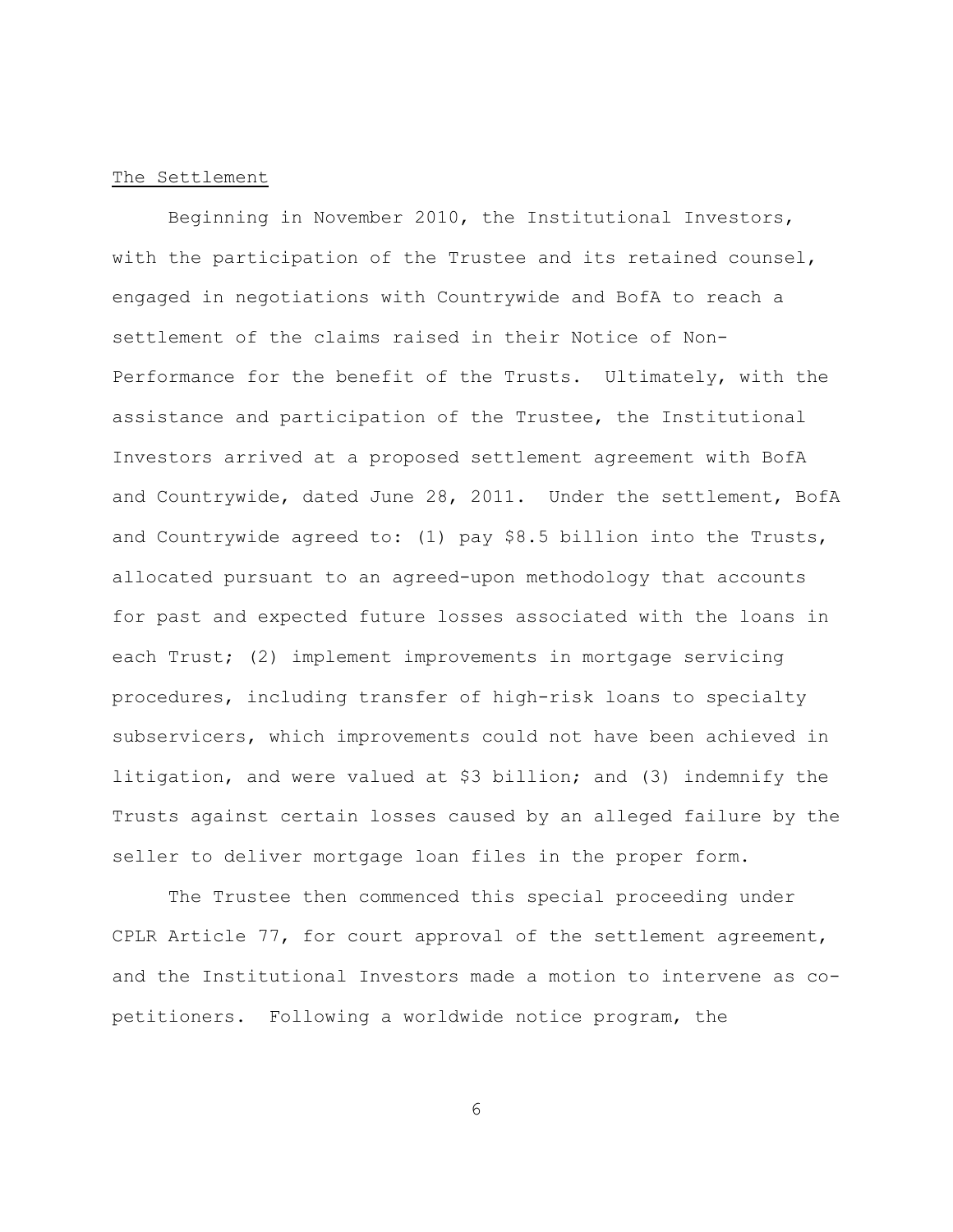The Settlement

Beginning in November 2010, the Institutional Investors, with the participation of the Trustee and its retained counsel, engaged in negotiations with Countrywide and BofA to reach a settlement of the claims raised in their Notice of Non-Performance for the benefit of the Trusts. Ultimately, with the assistance and participation of the Trustee, the Institutional Investors arrived at a proposed settlement agreement with BofA and Countrywide, dated June 28, 2011. Under the settlement, BofA and Countrywide agreed to: (1) pay $8.5 billion into the Trusts, allocated pursuant to an agreed-upon methodology that accounts for past and expected future losses associated with the loans in each Trust; (2) implement improvements in mortgage servicing procedures, including transfer of high-risk loans to specialty subservicers, which improvements could not have been achieved in litigation, and were valued at $3 billion; and (3) indemnify the Trusts against certain losses caused by an alleged failure by the seller to deliver mortgage loan files in the proper form.

The Trustee then commenced this special proceeding under CPLR Article 77, for court approval of the settlement agreement, and the Institutional Investors made a motion to intervene as co-petitioners. Following a worldwide notice program, the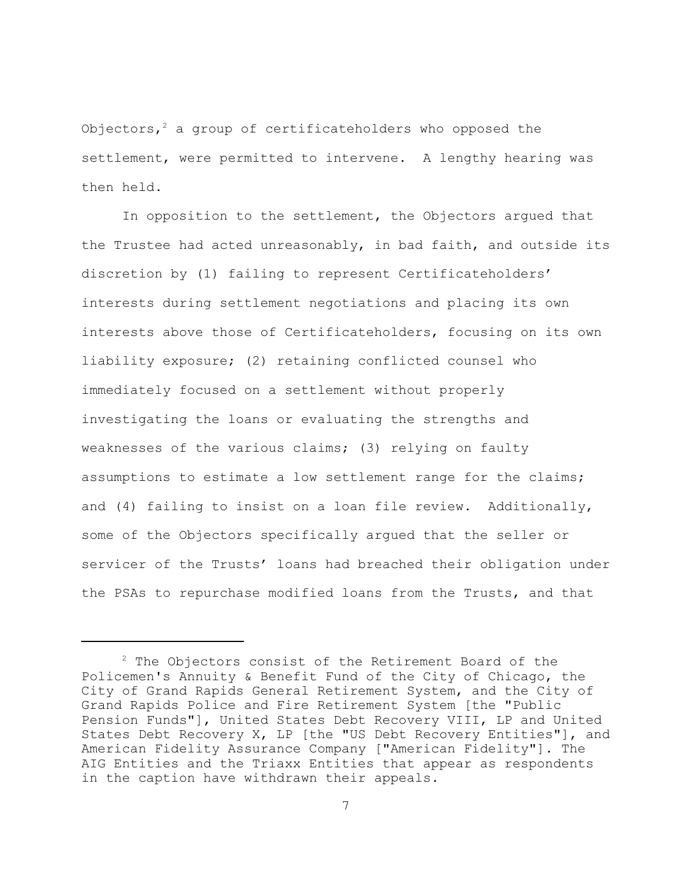Objectors,[2] a group of certificateholders who opposed the settlement, were permitted to intervene. A lengthy hearing was then held.

In opposition to the settlement, the Objectors argued that the Trustee had acted unreasonably, in bad faith, and outside its discretion by (1) failing to represent Certificateholders' interests during settlement negotiations and placing its own interests above those of Certificateholders, focusing on its own liability exposure; (2) retaining conflicted counsel who immediately focused on a settlement without properly investigating the loans or evaluating the strengths and weaknesses of the various claims; (3) relying on faulty assumptions to estimate a low settlement range for the claims; and (4) failing to insist on a loan file review. Additionally, some of the Objectors specifically argued that the seller or servicer of the Trusts' loans had breached their obligation under the PSAs to repurchase modified loans from the Trusts, and that

---

[2] The Objectors consist of the Retirement Board of the Policemen's Annuity & Benefit Fund of the City of Chicago, the City of Grand Rapids General Retirement System, and the City of Grand Rapids Police and Fire Retirement System [the "Public Pension Funds"], United States Debt Recovery VIII, LP and United States Debt Recovery X, LP [the "US Debt Recovery Entities"], and American Fidelity Assurance Company ["American Fidelity"]. The AIG Entities and the Triaxx Entities that appear as respondents in the caption have withdrawn their appeals.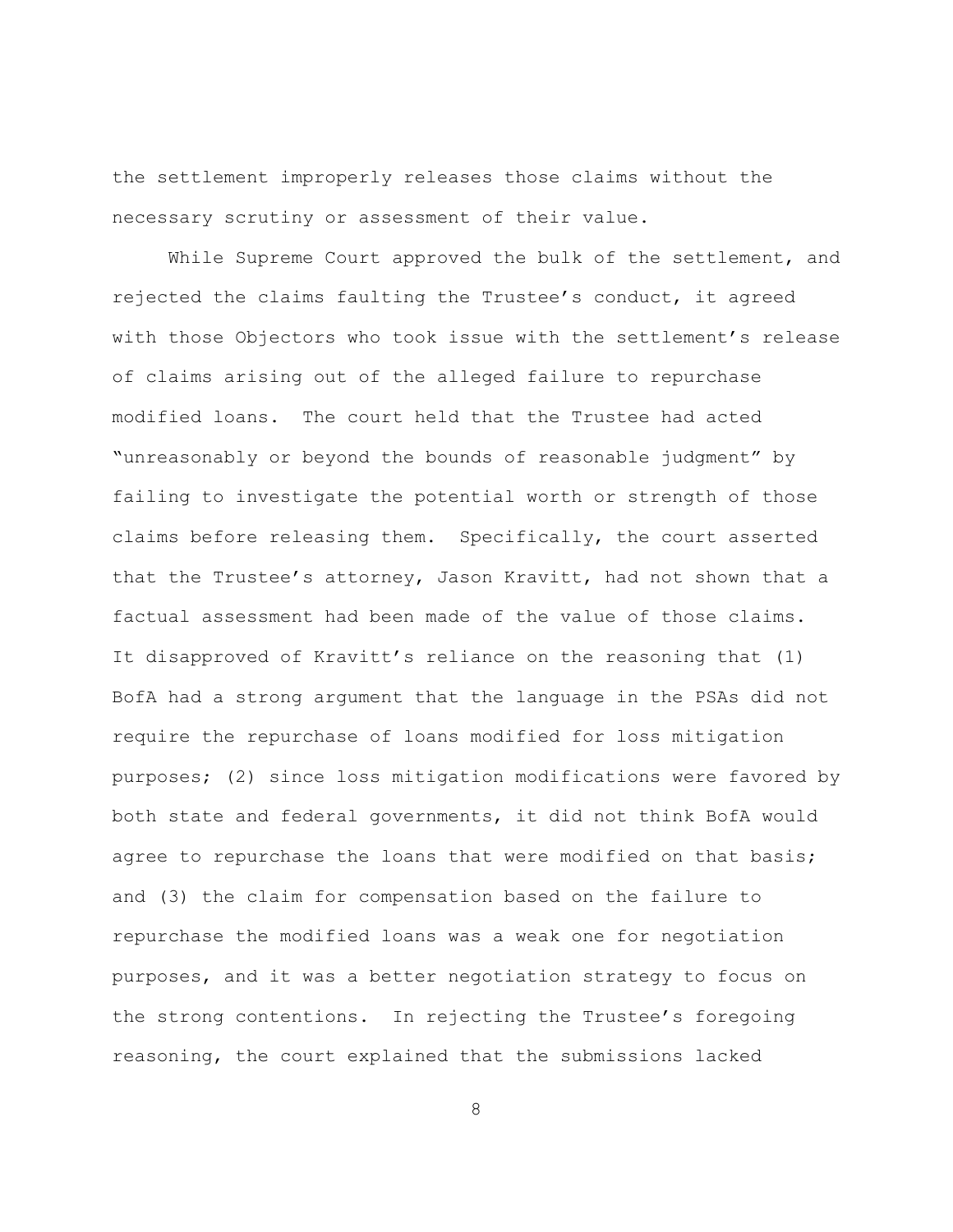the settlement improperly releases those claims without the necessary scrutiny or assessment of their value.

While Supreme Court approved the bulk of the settlement, and rejected the claims faulting the Trustee's conduct, it agreed with those Objectors who took issue with the settlement's release of claims arising out of the alleged failure to repurchase modified loans. The court held that the Trustee had acted "unreasonably or beyond the bounds of reasonable judgment" by failing to investigate the potential worth or strength of those claims before releasing them. Specifically, the court asserted that the Trustee's attorney, Jason Kravitt, had not shown that a factual assessment had been made of the value of those claims. It disapproved of Kravitt's reliance on the reasoning that (1) BofA had a strong argument that the language in the PSAs did not require the repurchase of loans modified for loss mitigation purposes; (2) since loss mitigation modifications were favored by both state and federal governments, it did not think BofA would agree to repurchase the loans that were modified on that basis; and (3) the claim for compensation based on the failure to repurchase the modified loans was a weak one for negotiation purposes, and it was a better negotiation strategy to focus on the strong contentions. In rejecting the Trustee's foregoing reasoning, the court explained that the submissions lacked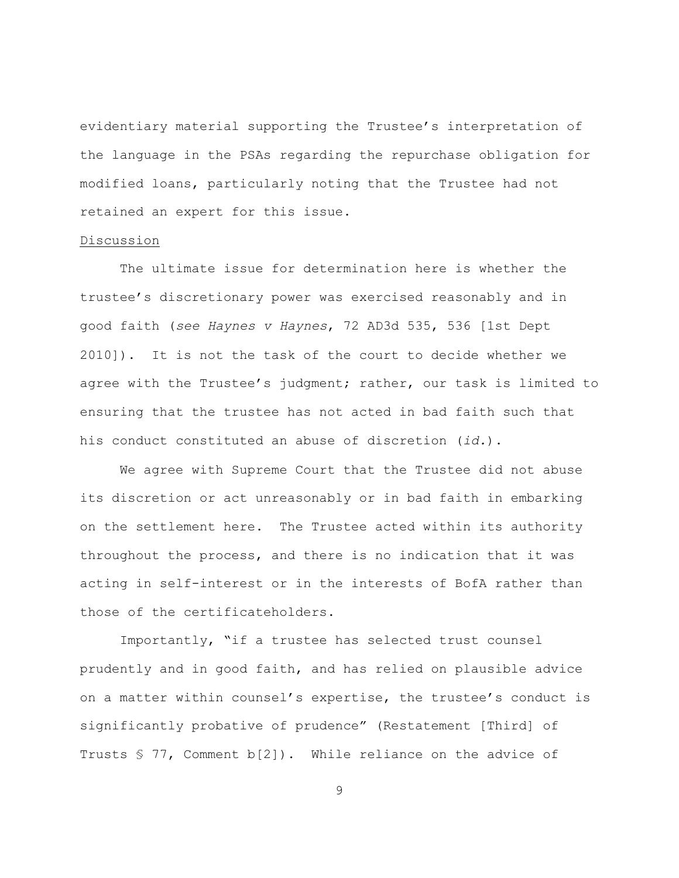evidentiary material supporting the Trustee's interpretation of the language in the PSAs regarding the repurchase obligation for modified loans, particularly noting that the Trustee had not retained an expert for this issue.

Discussion

The ultimate issue for determination here is whether the trustee's discretionary power was exercised reasonably and in good faith (*see Haynes v Haynes*, 72 AD3d 535, 536 [1st Dept 2010]). It is not the task of the court to decide whether we agree with the Trustee's judgment; rather, our task is limited to ensuring that the trustee has not acted in bad faith such that his conduct constituted an abuse of discretion (*id.*).

We agree with Supreme Court that the Trustee did not abuse its discretion or act unreasonably or in bad faith in embarking on the settlement here. The Trustee acted within its authority throughout the process, and there is no indication that it was acting in self-interest or in the interests of BofA rather than those of the certificateholders.

Importantly, "if a trustee has selected trust counsel prudently and in good faith, and has relied on plausible advice on a matter within counsel's expertise, the trustee's conduct is significantly probative of prudence" (Restatement [Third] of Trusts § 77, Comment b[2]). While reliance on the advice of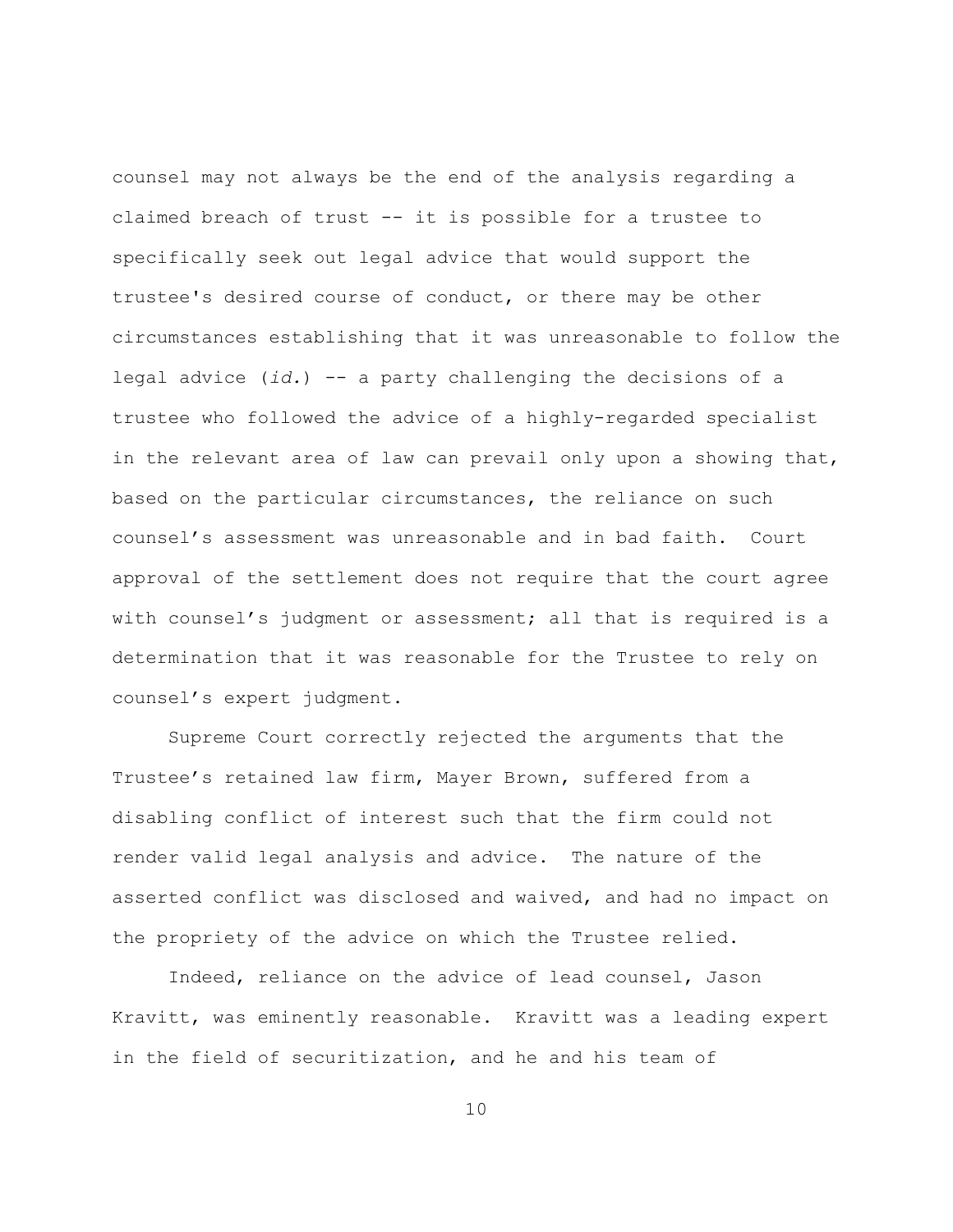counsel may not always be the end of the analysis regarding a claimed breach of trust -- it is possible for a trustee to specifically seek out legal advice that would support the trustee's desired course of conduct, or there may be other circumstances establishing that it was unreasonable to follow the legal advice (*id.*) -- a party challenging the decisions of a trustee who followed the advice of a highly-regarded specialist in the relevant area of law can prevail only upon a showing that, based on the particular circumstances, the reliance on such counsel's assessment was unreasonable and in bad faith. Court approval of the settlement does not require that the court agree with counsel's judgment or assessment; all that is required is a determination that it was reasonable for the Trustee to rely on counsel's expert judgment.

Supreme Court correctly rejected the arguments that the Trustee's retained law firm, Mayer Brown, suffered from a disabling conflict of interest such that the firm could not render valid legal analysis and advice. The nature of the asserted conflict was disclosed and waived, and had no impact on the propriety of the advice on which the Trustee relied.

Indeed, reliance on the advice of lead counsel, Jason Kravitt, was eminently reasonable. Kravitt was a leading expert in the field of securitization, and he and his team of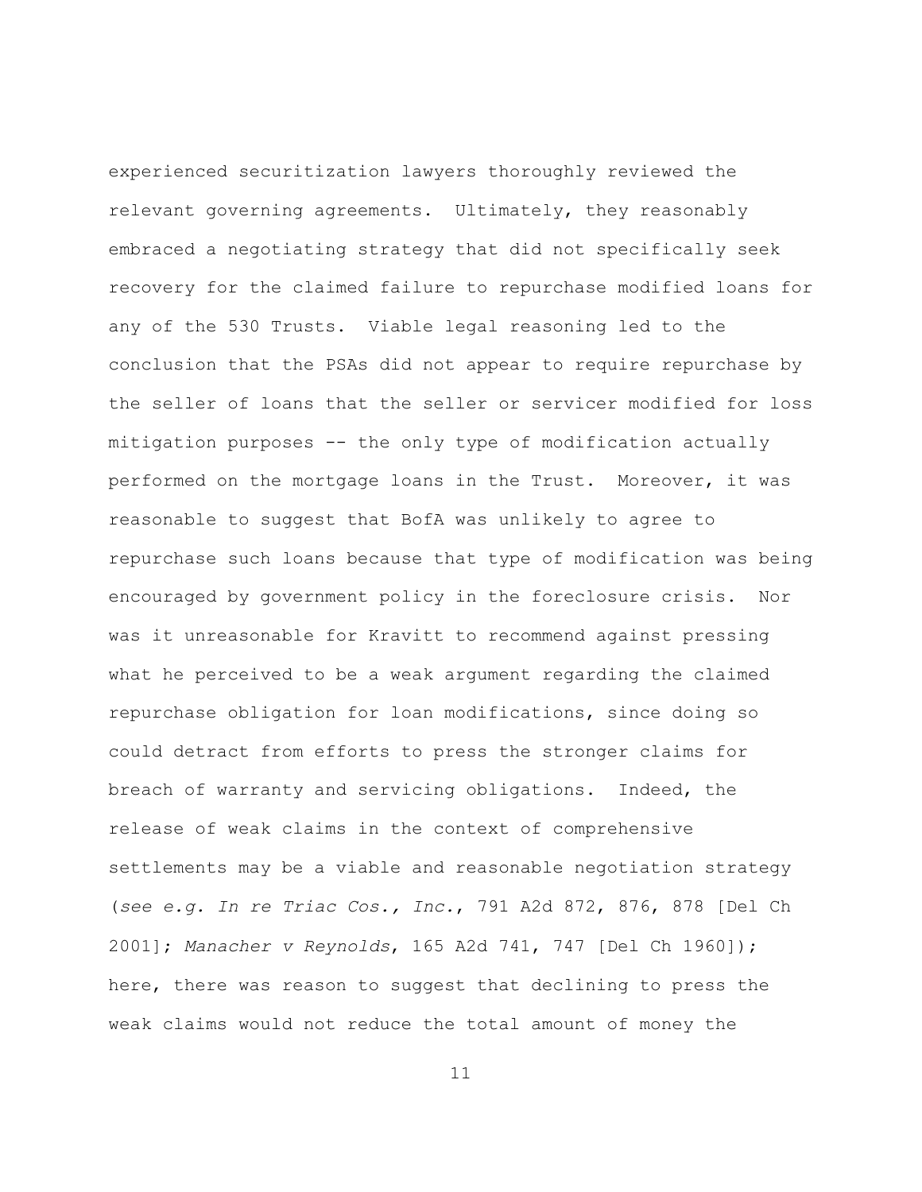experienced securitization lawyers thoroughly reviewed the relevant governing agreements. Ultimately, they reasonably embraced a negotiating strategy that did not specifically seek recovery for the claimed failure to repurchase modified loans for any of the 530 Trusts. Viable legal reasoning led to the conclusion that the PSAs did not appear to require repurchase by the seller of loans that the seller or servicer modified for loss mitigation purposes -- the only type of modification actually performed on the mortgage loans in the Trust. Moreover, it was reasonable to suggest that BofA was unlikely to agree to repurchase such loans because that type of modification was being encouraged by government policy in the foreclosure crisis. Nor was it unreasonable for Kravitt to recommend against pressing what he perceived to be a weak argument regarding the claimed repurchase obligation for loan modifications, since doing so could detract from efforts to press the stronger claims for breach of warranty and servicing obligations. Indeed, the release of weak claims in the context of comprehensive settlements may be a viable and reasonable negotiation strategy (*see e.g. In re Triac Cos., Inc.*, 791 A2d 872, 876, 878 [Del Ch 2001]; *Manacher v Reynolds*, 165 A2d 741, 747 [Del Ch 1960]); here, there was reason to suggest that declining to press the weak claims would not reduce the total amount of money the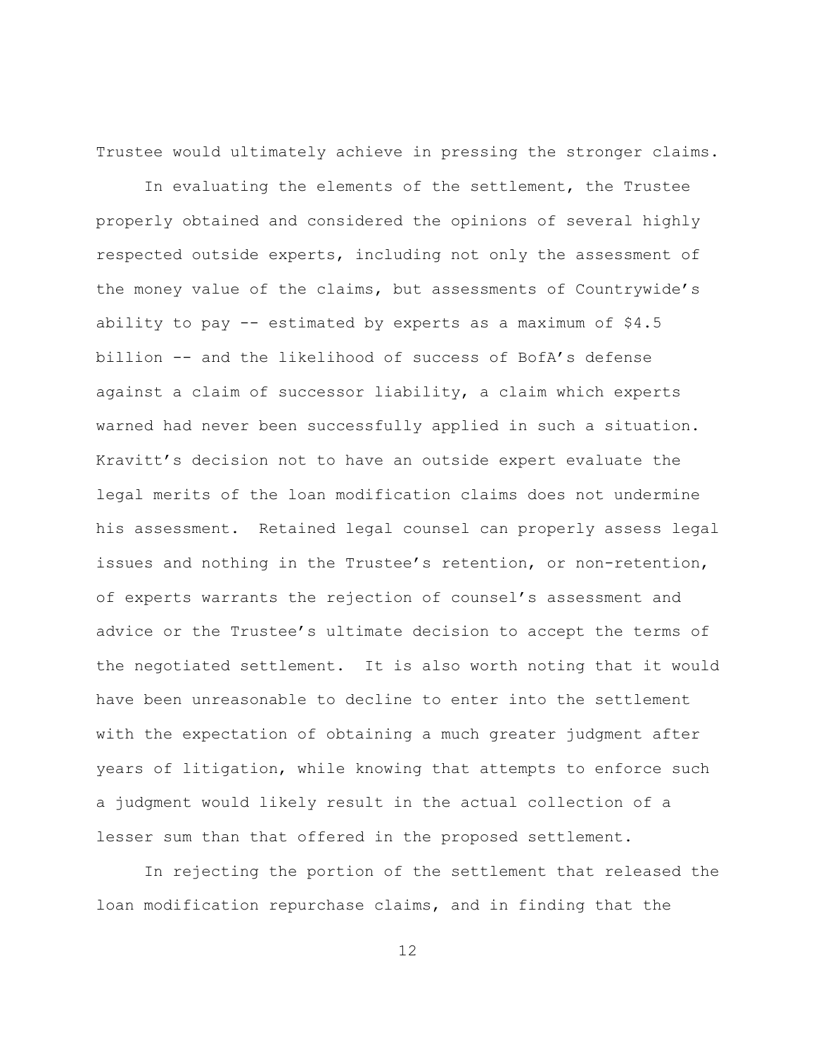Trustee would ultimately achieve in pressing the stronger claims.

In evaluating the elements of the settlement, the Trustee properly obtained and considered the opinions of several highly respected outside experts, including not only the assessment of the money value of the claims, but assessments of Countrywide's ability to pay -- estimated by experts as a maximum of $4.5 billion -- and the likelihood of success of BofA's defense against a claim of successor liability, a claim which experts warned had never been successfully applied in such a situation. Kravitt's decision not to have an outside expert evaluate the legal merits of the loan modification claims does not undermine his assessment. Retained legal counsel can properly assess legal issues and nothing in the Trustee's retention, or non-retention, of experts warrants the rejection of counsel's assessment and advice or the Trustee's ultimate decision to accept the terms of the negotiated settlement. It is also worth noting that it would have been unreasonable to decline to enter into the settlement with the expectation of obtaining a much greater judgment after years of litigation, while knowing that attempts to enforce such a judgment would likely result in the actual collection of a lesser sum than that offered in the proposed settlement.

In rejecting the portion of the settlement that released the loan modification repurchase claims, and in finding that the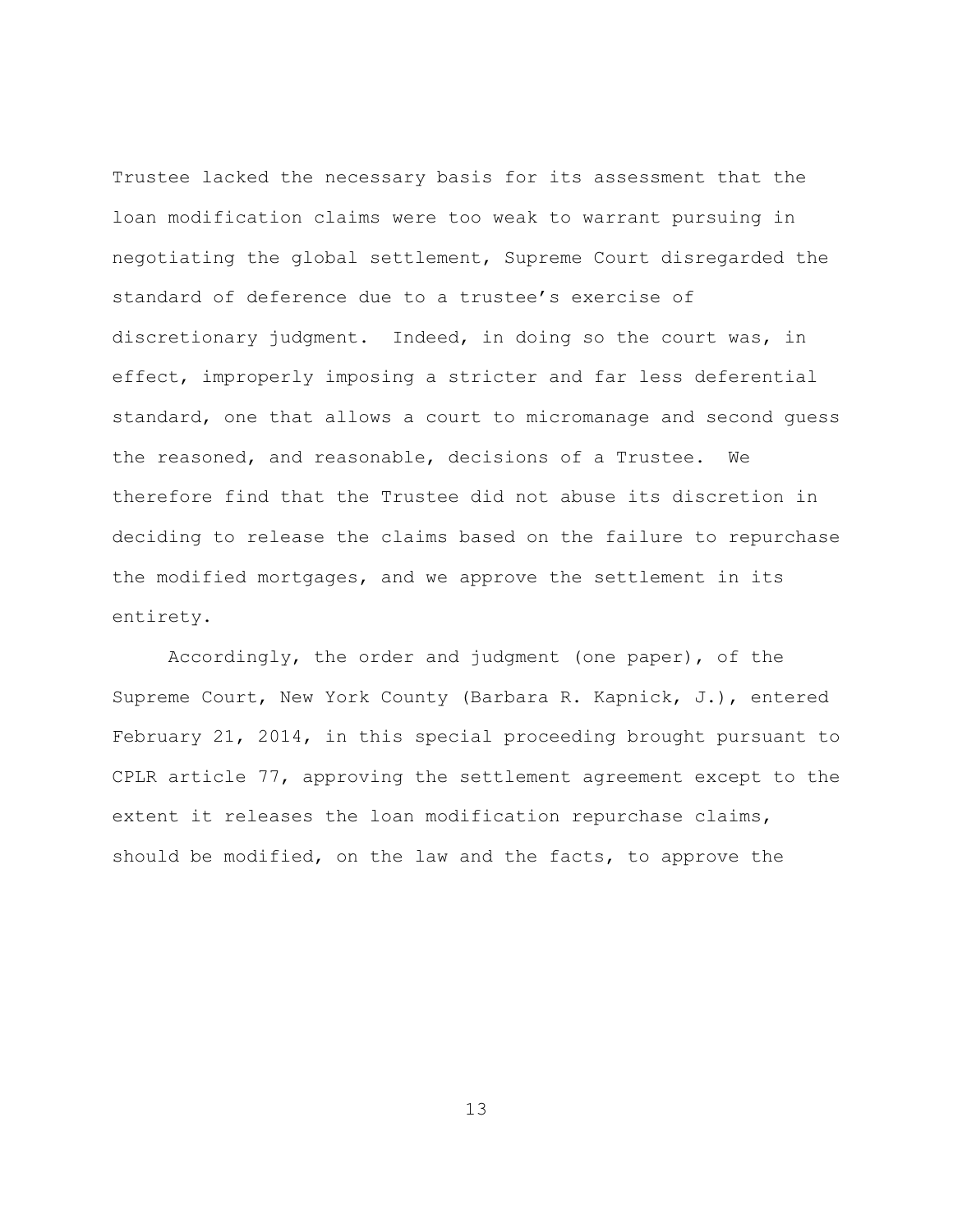Trustee lacked the necessary basis for its assessment that the loan modification claims were too weak to warrant pursuing in negotiating the global settlement, Supreme Court disregarded the standard of deference due to a trustee's exercise of discretionary judgment. Indeed, in doing so the court was, in effect, improperly imposing a stricter and far less deferential standard, one that allows a court to micromanage and second guess the reasoned, and reasonable, decisions of a Trustee. We therefore find that the Trustee did not abuse its discretion in deciding to release the claims based on the failure to repurchase the modified mortgages, and we approve the settlement in its entirety.

Accordingly, the order and judgment (one paper), of the Supreme Court, New York County (Barbara R. Kapnick, J.), entered February 21, 2014, in this special proceeding brought pursuant to CPLR article 77, approving the settlement agreement except to the extent it releases the loan modification repurchase claims, should be modified, on the law and the facts, to approve the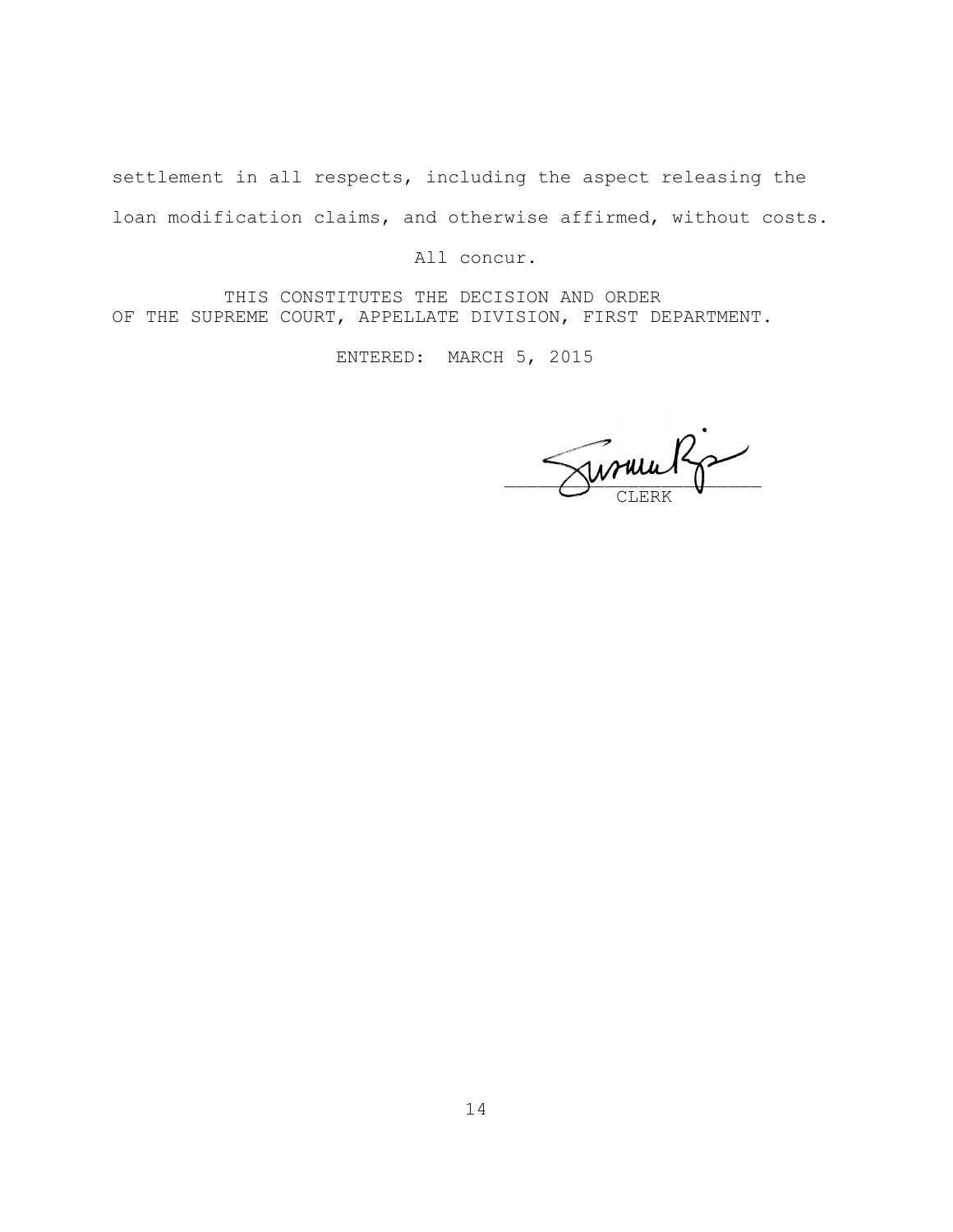settlement in all respects, including the aspect releasing the loan modification claims, and otherwise affirmed, without costs.

All concur.

THIS CONSTITUTES THE DECISION AND ORDER
OF THE SUPREME COURT, APPELLATE DIVISION, FIRST DEPARTMENT.

ENTERED: MARCH 5, 2015

_______________________
CLERK